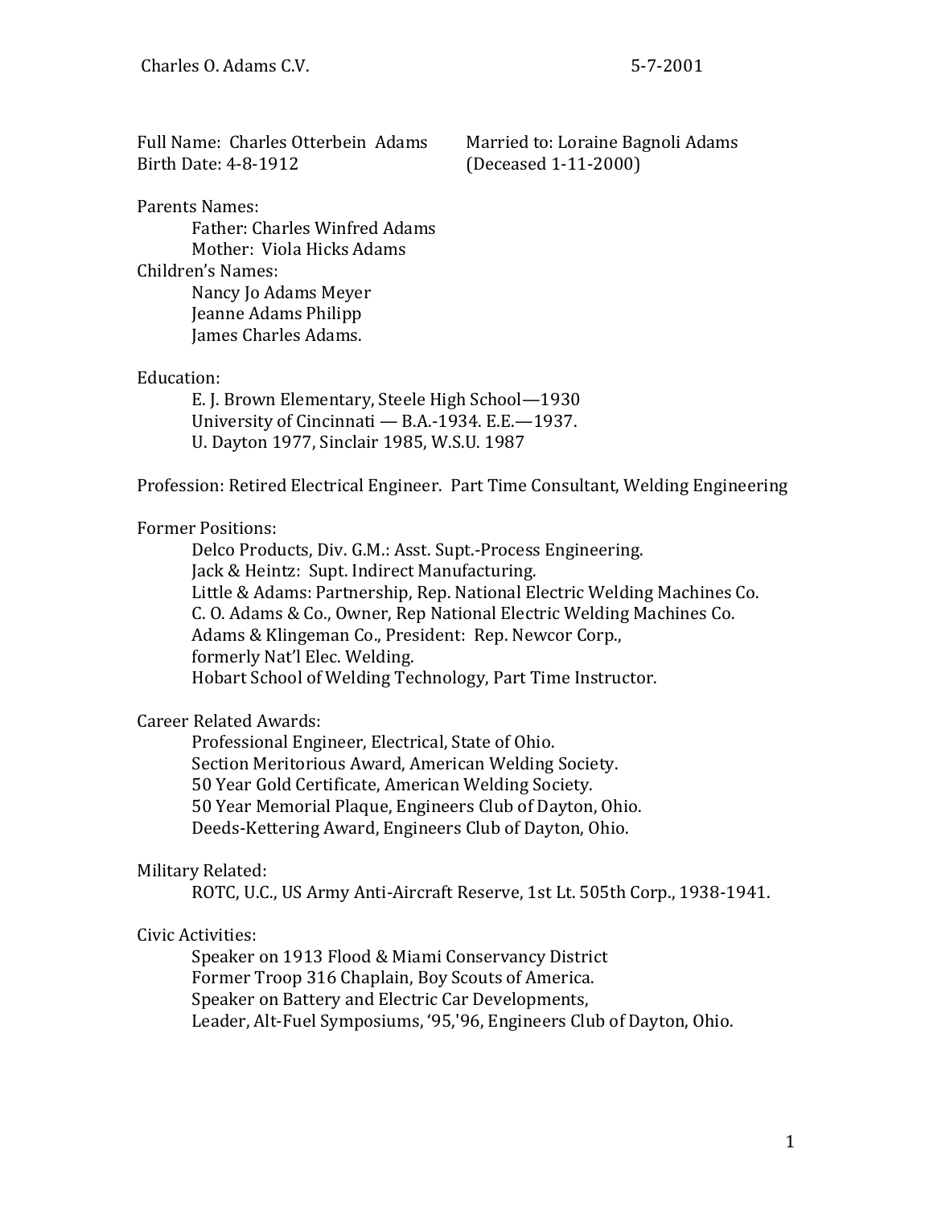Charles O. Adams C.V. 5-7-2001

Full Name: Charles Otterbein Adams
Birth Date: 4-8-1912

Married to: Loraine Bagnoli Adams
(Deceased 1-11-2000)

Parents Names:
- Father: Charles Winfred Adams
- Mother: Viola Hicks Adams

Children's Names:
- Nancy Jo Adams Meyer
- Jeanne Adams Philipp
- James Charles Adams.

Education:
- E. J. Brown Elementary, Steele High School—1930
- University of Cincinnati — B.A.-1934. E.E.—1937.
- U. Dayton 1977, Sinclair 1985, W.S.U. 1987

Profession: Retired Electrical Engineer. Part Time Consultant, Welding Engineering

Former Positions:
- Delco Products, Div. G.M.: Asst. Supt.-Process Engineering.
- Jack & Heintz: Supt. Indirect Manufacturing.
- Little & Adams: Partnership, Rep. National Electric Welding Machines Co.
- C. O. Adams & Co., Owner, Rep National Electric Welding Machines Co.
- Adams & Klingeman Co., President: Rep. Newcor Corp., formerly Nat'l Elec. Welding.
- Hobart School of Welding Technology, Part Time Instructor.

Career Related Awards:
- Professional Engineer, Electrical, State of Ohio.
- Section Meritorious Award, American Welding Society.
- 50 Year Gold Certificate, American Welding Society.
- 50 Year Memorial Plaque, Engineers Club of Dayton, Ohio.
- Deeds-Kettering Award, Engineers Club of Dayton, Ohio.

Military Related:
- ROTC, U.C., US Army Anti-Aircraft Reserve, 1st Lt. 505th Corp., 1938-1941.

Civic Activities:
- Speaker on 1913 Flood & Miami Conservancy District
- Former Troop 316 Chaplain, Boy Scouts of America.
- Speaker on Battery and Electric Car Developments,
- Leader, Alt-Fuel Symposiums, '95,'96, Engineers Club of Dayton, Ohio.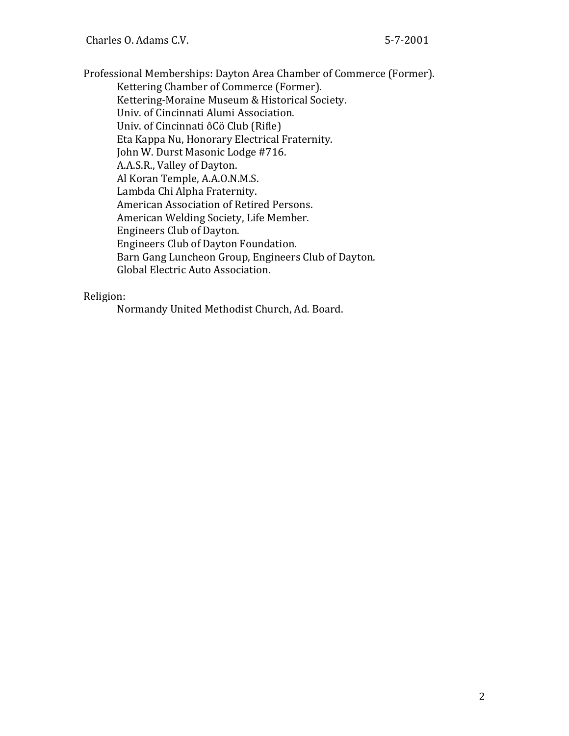Professional Memberships: Dayton Area Chamber of Commerce (Former).

- Kettering Chamber of Commerce (Former).
- Kettering-Moraine Museum & Historical Society.
- Univ. of Cincinnati Alumi Association.
- Univ. of Cincinnati ôCö Club (Rifle)
- Eta Kappa Nu, Honorary Electrical Fraternity.
- John W. Durst Masonic Lodge #716.
- A.A.S.R., Valley of Dayton.
- Al Koran Temple, A.A.O.N.M.S.
- Lambda Chi Alpha Fraternity.
- American Association of Retired Persons.
- American Welding Society, Life Member.
- Engineers Club of Dayton.
- Engineers Club of Dayton Foundation.
- Barn Gang Luncheon Group, Engineers Club of Dayton.
- Global Electric Auto Association.

Religion:

- Normandy United Methodist Church, Ad. Board.